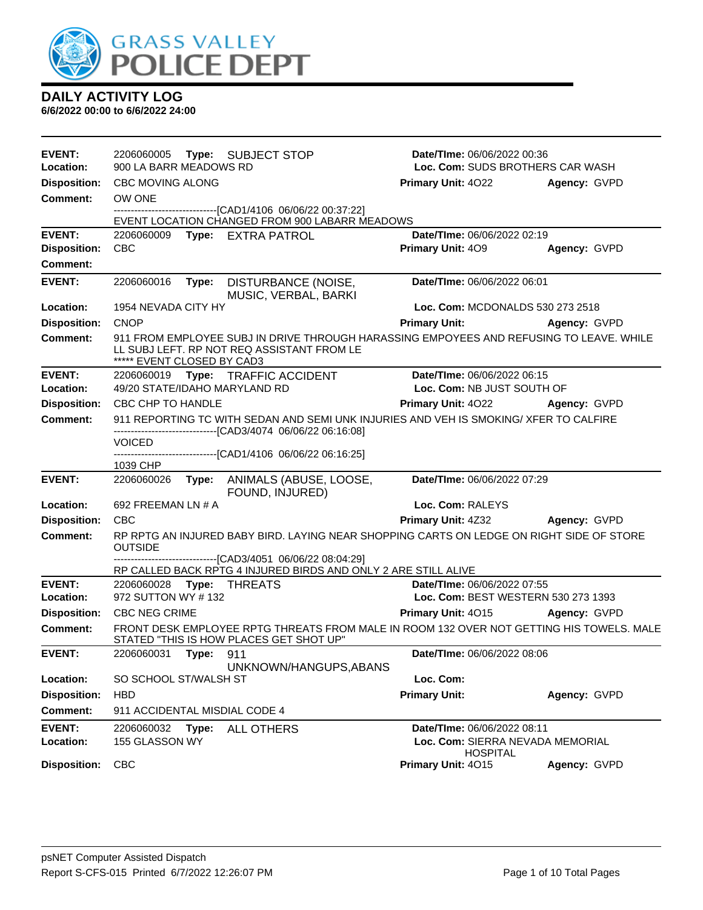# GRASS VALLEY POLICE DEPT

## DAILY ACTIVITY LOG

**6/6/2022 00:00 to 6/6/2022 24:00**

---

**EVENT:** 2206060005 **Type:** SUBJECT STOP **Date/TIme:** 06/06/2022 00:36
**Location:** 900 LA BARR MEADOWS RD **Loc. Com:** SUDS BROTHERS CAR WASH
**Disposition:** CBC MOVING ALONG **Primary Unit:** 4O22 **Agency:** GVPD
**Comment:** OW ONE
------------------------------[CAD1/4106 06/06/22 00:37:22]
EVENT LOCATION CHANGED FROM 900 LABARR MEADOWS

---

**EVENT:** 2206060009 **Type:** EXTRA PATROL **Date/TIme:** 06/06/2022 02:19
**Disposition:** CBC **Primary Unit:** 4O9 **Agency:** GVPD
**Comment:**

---

**EVENT:** 2206060016 **Type:** DISTURBANCE (NOISE, MUSIC, VERBAL, BARKI **Date/TIme:** 06/06/2022 06:01
**Location:** 1954 NEVADA CITY HY **Loc. Com:** MCDONALDS 530 273 2518
**Disposition:** CNOP **Primary Unit:** **Agency:** GVPD
**Comment:** 911 FROM EMPLOYEE SUBJ IN DRIVE THROUGH HARASSING EMPOYEES AND REFUSING TO LEAVE. WHILE LL SUBJ LEFT. RP NOT REQ ASSISTANT FROM LE
***** EVENT CLOSED BY CAD3

---

**EVENT:** 2206060019 **Type:** TRAFFIC ACCIDENT **Date/TIme:** 06/06/2022 06:15
**Location:** 49/20 STATE/IDAHO MARYLAND RD **Loc. Com:** NB JUST SOUTH OF
**Disposition:** CBC CHP TO HANDLE **Primary Unit:** 4O22 **Agency:** GVPD
**Comment:** 911 REPORTING TC WITH SEDAN AND SEMI UNK INJURIES AND VEH IS SMOKING/ XFER TO CALFIRE
------------------------------[CAD3/4074 06/06/22 06:16:08]
VOICED
------------------------------[CAD1/4106 06/06/22 06:16:25]
1039 CHP

---

**EVENT:** 2206060026 **Type:** ANIMALS (ABUSE, LOOSE, FOUND, INJURED) **Date/TIme:** 06/06/2022 07:29
**Location:** 692 FREEMAN LN # A **Loc. Com:** RALEYS
**Disposition:** CBC **Primary Unit:** 4Z32 **Agency:** GVPD
**Comment:** RP RPTG AN INJURED BABY BIRD. LAYING NEAR SHOPPING CARTS ON LEDGE ON RIGHT SIDE OF STORE OUTSIDE
------------------------------[CAD3/4051 06/06/22 08:04:29]
RP CALLED BACK RPTG 4 INJURED BIRDS AND ONLY 2 ARE STILL ALIVE

---

**EVENT:** 2206060028 **Type:** THREATS **Date/TIme:** 06/06/2022 07:55
**Location:** 972 SUTTON WY # 132 **Loc. Com:** BEST WESTERN 530 273 1393
**Disposition:** CBC NEG CRIME **Primary Unit:** 4O15 **Agency:** GVPD
**Comment:** FRONT DESK EMPLOYEE RPTG THREATS FROM MALE IN ROOM 132 OVER NOT GETTING HIS TOWELS. MALE STATED "THIS IS HOW PLACES GET SHOT UP"

---

**EVENT:** 2206060031 **Type:** 911 UNKNOWN/HANGUPS,ABANS **Date/TIme:** 06/06/2022 08:06
**Location:** SO SCHOOL ST/WALSH ST **Loc. Com:**
**Disposition:** HBD **Primary Unit:** **Agency:** GVPD
**Comment:** 911 ACCIDENTAL MISDIAL CODE 4

---

**EVENT:** 2206060032 **Type:** ALL OTHERS **Date/TIme:** 06/06/2022 08:11
**Location:** 155 GLASSON WY **Loc. Com:** SIERRA NEVADA MEMORIAL HOSPITAL
**Disposition:** CBC **Primary Unit:** 4O15 **Agency:** GVPD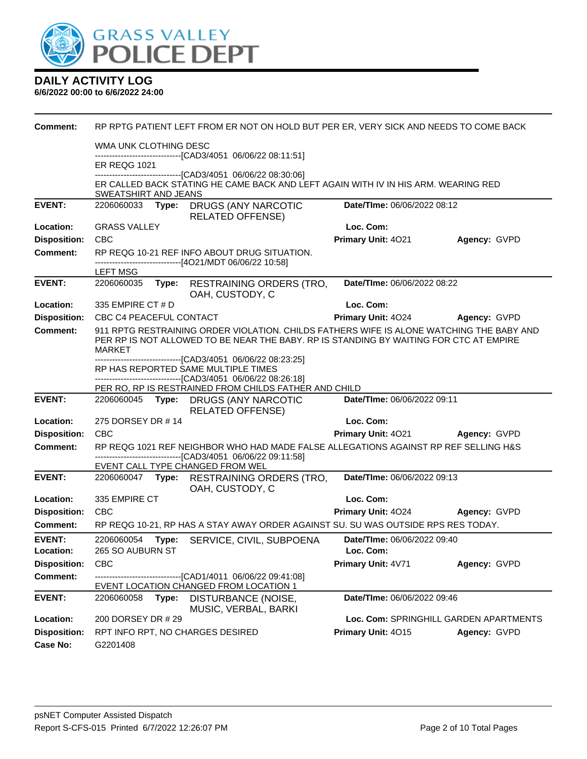# GRASS VALLEY POLICE DEPT

## DAILY ACTIVITY LOG

**6/6/2022 00:00 to 6/6/2022 24:00**

**Comment:** RP RPTG PATIENT LEFT FROM ER NOT ON HOLD BUT PER ER, VERY SICK AND NEEDS TO COME BACK

WMA UNK CLOTHING DESC

------------------------------[CAD3/4051 06/06/22 08:11:51]

ER REQG 1021

------------------------------[CAD3/4051 06/06/22 08:30:06]

ER CALLED BACK STATING HE CAME BACK AND LEFT AGAIN WITH IV IN HIS ARM. WEARING RED SWEATSHIRT AND JEANS

---

**EVENT:** 2206060033 **Type:** DRUGS (ANY NARCOTIC RELATED OFFENSE) **Date/TIme:** 06/06/2022 08:12

**Location:** GRASS VALLEY **Loc. Com:**

**Disposition:** CBC **Primary Unit:** 4O21 **Agency:** GVPD

**Comment:** RP REQG 10-21 REF INFO ABOUT DRUG SITUATION.

------------------------------[4O21/MDT 06/06/22 10:58]

LEFT MSG

---

**EVENT:** 2206060035 **Type:** RESTRAINING ORDERS (TRO, OAH, CUSTODY, C **Date/TIme:** 06/06/2022 08:22

**Location:** 335 EMPIRE CT # D **Loc. Com:**

**Disposition:** CBC C4 PEACEFUL CONTACT **Primary Unit:** 4O24 **Agency:** GVPD

**Comment:** 911 RPTG RESTRAINING ORDER VIOLATION. CHILDS FATHERS WIFE IS ALONE WATCHING THE BABY AND PER RP IS NOT ALLOWED TO BE NEAR THE BABY. RP IS STANDING BY WAITING FOR CTC AT EMPIRE MARKET

------------------------------[CAD3/4051 06/06/22 08:23:25]

RP HAS REPORTED SAME MULTIPLE TIMES

------------------------------[CAD3/4051 06/06/22 08:26:18]

PER RO, RP IS RESTRAINED FROM CHILDS FATHER AND CHILD

---

**EVENT:** 2206060045 **Type:** DRUGS (ANY NARCOTIC RELATED OFFENSE) **Date/TIme:** 06/06/2022 09:11

**Location:** 275 DORSEY DR # 14 **Loc. Com:**

**Disposition:** CBC **Primary Unit:** 4O21 **Agency:** GVPD

**Comment:** RP REQG 1021 REF NEIGHBOR WHO HAD MADE FALSE ALLEGATIONS AGAINST RP REF SELLING H&S

------------------------------[CAD3/4051 06/06/22 09:11:58]

EVENT CALL TYPE CHANGED FROM WEL

---

**EVENT:** 2206060047 **Type:** RESTRAINING ORDERS (TRO, OAH, CUSTODY, C **Date/TIme:** 06/06/2022 09:13

**Location:** 335 EMPIRE CT **Loc. Com:**

**Disposition:** CBC **Primary Unit:** 4O24 **Agency:** GVPD

**Comment:** RP REQG 10-21, RP HAS A STAY AWAY ORDER AGAINST SU. SU WAS OUTSIDE RPS RES TODAY.

---

**EVENT:** 2206060054 **Type:** SERVICE, CIVIL, SUBPOENA **Date/TIme:** 06/06/2022 09:40

**Location:** 265 SO AUBURN ST **Loc. Com:**

**Disposition:** CBC **Primary Unit:** 4V71 **Agency:** GVPD

**Comment:** ------------------------------[CAD1/4011 06/06/22 09:41:08]

EVENT LOCATION CHANGED FROM LOCATION 1

---

**EVENT:** 2206060058 **Type:** DISTURBANCE (NOISE, MUSIC, VERBAL, BARKI **Date/TIme:** 06/06/2022 09:46

**Location:** 200 DORSEY DR # 29 **Loc. Com:** SPRINGHILL GARDEN APARTMENTS

**Disposition:** RPT INFO RPT, NO CHARGES DESIRED **Primary Unit:** 4O15 **Agency:** GVPD

**Case No:** G2201408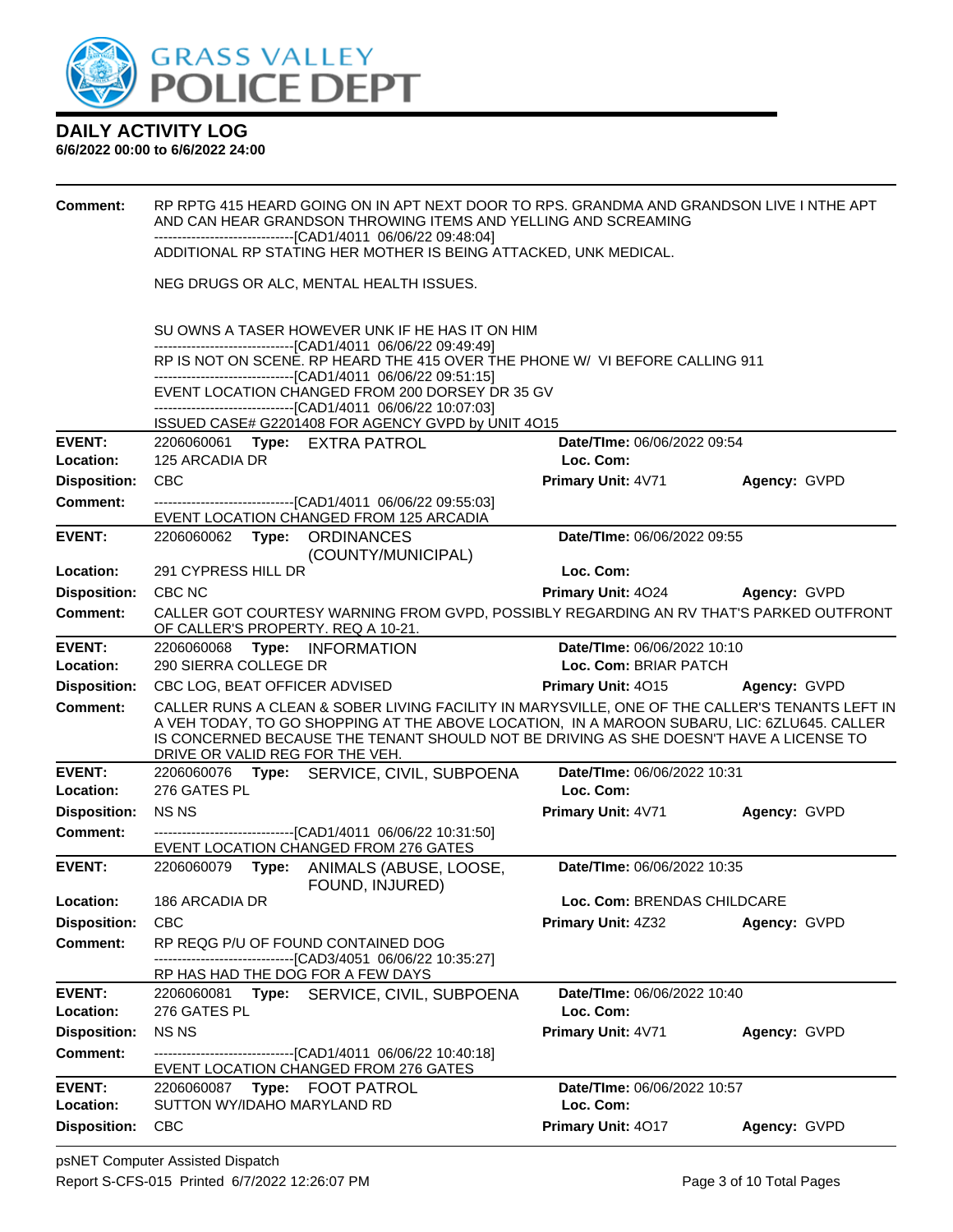# DAILY ACTIVITY LOG

**6/6/2022 00:00 to 6/6/2022 24:00**

**Comment:** RP RPTG 415 HEARD GOING ON IN APT NEXT DOOR TO RPS. GRANDMA AND GRANDSON LIVE I NTHE APT AND CAN HEAR GRANDSON THROWING ITEMS AND YELLING AND SCREAMING
------------------------------[CAD1/4011 06/06/22 09:48:04]
ADDITIONAL RP STATING HER MOTHER IS BEING ATTACKED, UNK MEDICAL.

NEG DRUGS OR ALC, MENTAL HEALTH ISSUES.

SU OWNS A TASER HOWEVER UNK IF HE HAS IT ON HIM
------------------------------[CAD1/4011 06/06/22 09:49:49]
RP IS NOT ON SCENE. RP HEARD THE 415 OVER THE PHONE W/ VI BEFORE CALLING 911
------------------------------[CAD1/4011 06/06/22 09:51:15]
EVENT LOCATION CHANGED FROM 200 DORSEY DR 35 GV
------------------------------[CAD1/4011 06/06/22 10:07:03]
ISSUED CASE# G2201408 FOR AGENCY GVPD by UNIT 4O15

---

**EVENT:** 2206060061 **Type:** EXTRA PATROL | **Date/TIme:** 06/06/2022 09:54
**Location:** 125 ARCADIA DR | **Loc. Com:**
**Disposition:** CBC | **Primary Unit:** 4V71 | **Agency:** GVPD
**Comment:** ------------------------------[CAD1/4011 06/06/22 09:55:03]
EVENT LOCATION CHANGED FROM 125 ARCADIA

---

**EVENT:** 2206060062 **Type:** ORDINANCES (COUNTY/MUNICIPAL) | **Date/TIme:** 06/06/2022 09:55
**Location:** 291 CYPRESS HILL DR | **Loc. Com:**
**Disposition:** CBC NC | **Primary Unit:** 4O24 | **Agency:** GVPD
**Comment:** CALLER GOT COURTESY WARNING FROM GVPD, POSSIBLY REGARDING AN RV THAT'S PARKED OUTFRONT OF CALLER'S PROPERTY. REQ A 10-21.

---

**EVENT:** 2206060068 **Type:** INFORMATION | **Date/TIme:** 06/06/2022 10:10
**Location:** 290 SIERRA COLLEGE DR | **Loc. Com:** BRIAR PATCH
**Disposition:** CBC LOG, BEAT OFFICER ADVISED | **Primary Unit:** 4O15 | **Agency:** GVPD
**Comment:** CALLER RUNS A CLEAN & SOBER LIVING FACILITY IN MARYSVILLE, ONE OF THE CALLER'S TENANTS LEFT IN A VEH TODAY, TO GO SHOPPING AT THE ABOVE LOCATION, IN A MAROON SUBARU, LIC: 6ZLU645. CALLER IS CONCERNED BECAUSE THE TENANT SHOULD NOT BE DRIVING AS SHE DOESN'T HAVE A LICENSE TO DRIVE OR VALID REG FOR THE VEH.

---

**EVENT:** 2206060076 **Type:** SERVICE, CIVIL, SUBPOENA | **Date/TIme:** 06/06/2022 10:31
**Location:** 276 GATES PL | **Loc. Com:**
**Disposition:** NS NS | **Primary Unit:** 4V71 | **Agency:** GVPD
**Comment:** ------------------------------[CAD1/4011 06/06/22 10:31:50]
EVENT LOCATION CHANGED FROM 276 GATES

---

**EVENT:** 2206060079 **Type:** ANIMALS (ABUSE, LOOSE, FOUND, INJURED) | **Date/TIme:** 06/06/2022 10:35
**Location:** 186 ARCADIA DR | **Loc. Com:** BRENDAS CHILDCARE
**Disposition:** CBC | **Primary Unit:** 4Z32 | **Agency:** GVPD
**Comment:** RP REQG P/U OF FOUND CONTAINED DOG
------------------------------[CAD3/4051 06/06/22 10:35:27]
RP HAS HAD THE DOG FOR A FEW DAYS

---

**EVENT:** 2206060081 **Type:** SERVICE, CIVIL, SUBPOENA | **Date/TIme:** 06/06/2022 10:40
**Location:** 276 GATES PL | **Loc. Com:**
**Disposition:** NS NS | **Primary Unit:** 4V71 | **Agency:** GVPD
**Comment:** ------------------------------[CAD1/4011 06/06/22 10:40:18]
EVENT LOCATION CHANGED FROM 276 GATES

---

**EVENT:** 2206060087 **Type:** FOOT PATROL | **Date/TIme:** 06/06/2022 10:57
**Location:** SUTTON WY/IDAHO MARYLAND RD | **Loc. Com:**
**Disposition:** CBC | **Primary Unit:** 4O17 | **Agency:** GVPD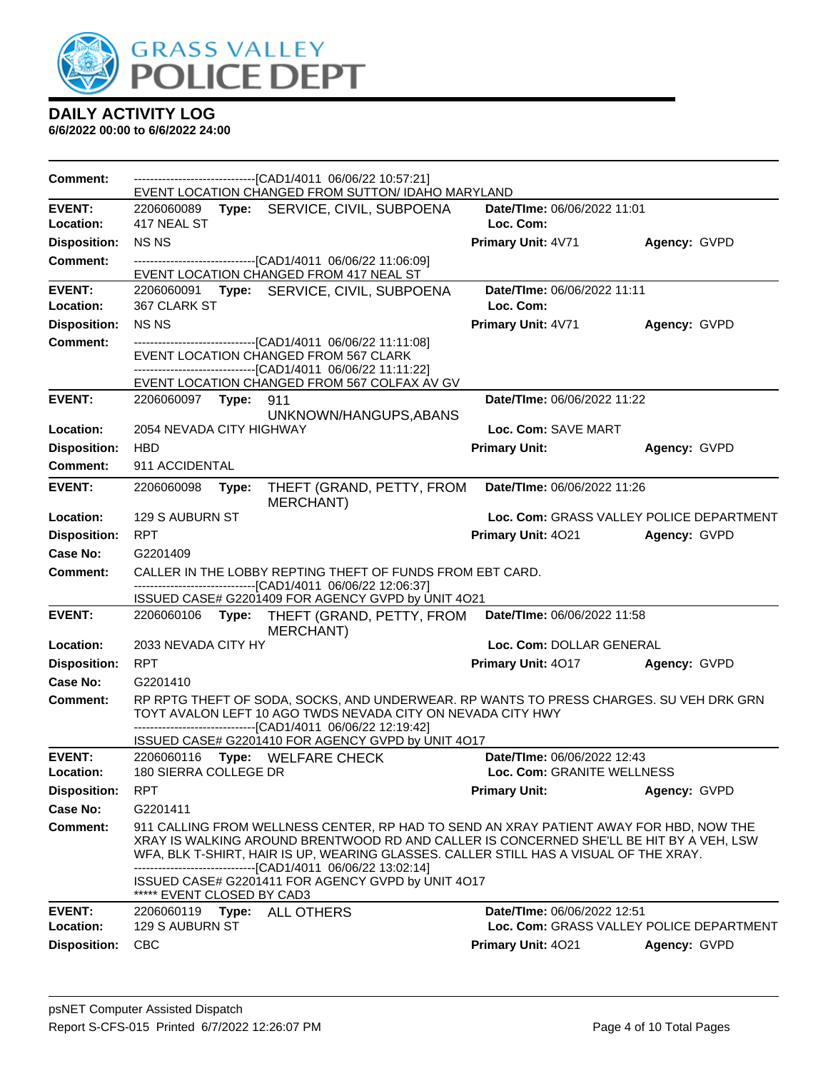# GRASS VALLEY POLICE DEPT

## DAILY ACTIVITY LOG

**6/6/2022 00:00 to 6/6/2022 24:00**

---

**Comment:** ------------------------------[CAD1/4011 06/06/22 10:57:21]
EVENT LOCATION CHANGED FROM SUTTON/ IDAHO MARYLAND

---

| | | | |
|---|---|---|---|
| **EVENT:** | 2206060089 **Type:** SERVICE, CIVIL, SUBPOENA | **Date/TIme:** 06/06/2022 11:01 | |
| **Location:** | 417 NEAL ST | **Loc. Com:** | |
| **Disposition:** | NS NS | **Primary Unit:** 4V71 | **Agency:** GVPD |

**Comment:** ------------------------------[CAD1/4011 06/06/22 11:06:09]
EVENT LOCATION CHANGED FROM 417 NEAL ST

---

| | | | |
|---|---|---|---|
| **EVENT:** | 2206060091 **Type:** SERVICE, CIVIL, SUBPOENA | **Date/TIme:** 06/06/2022 11:11 | |
| **Location:** | 367 CLARK ST | **Loc. Com:** | |
| **Disposition:** | NS NS | **Primary Unit:** 4V71 | **Agency:** GVPD |

**Comment:** ------------------------------[CAD1/4011 06/06/22 11:11:08]
EVENT LOCATION CHANGED FROM 567 CLARK
------------------------------[CAD1/4011 06/06/22 11:11:22]
EVENT LOCATION CHANGED FROM 567 COLFAX AV GV

---

| | | | |
|---|---|---|---|
| **EVENT:** | 2206060097 **Type:** 911 UNKNOWN/HANGUPS,ABANS | **Date/TIme:** 06/06/2022 11:22 | |
| **Location:** | 2054 NEVADA CITY HIGHWAY | **Loc. Com:** SAVE MART | |
| **Disposition:** | HBD | **Primary Unit:** | **Agency:** GVPD |

**Comment:** 911 ACCIDENTAL

---

| | | | |
|---|---|---|---|
| **EVENT:** | 2206060098 **Type:** THEFT (GRAND, PETTY, FROM MERCHANT) | **Date/TIme:** 06/06/2022 11:26 | |
| **Location:** | 129 S AUBURN ST | **Loc. Com:** GRASS VALLEY POLICE DEPARTMENT | |
| **Disposition:** | RPT | **Primary Unit:** 4O21 | **Agency:** GVPD |
| **Case No:** | G2201409 | | |

**Comment:** CALLER IN THE LOBBY REPTING THEFT OF FUNDS FROM EBT CARD.
------------------------------[CAD1/4011 06/06/22 12:06:37]
ISSUED CASE# G2201409 FOR AGENCY GVPD by UNIT 4O21

---

| | | | |
|---|---|---|---|
| **EVENT:** | 2206060106 **Type:** THEFT (GRAND, PETTY, FROM MERCHANT) | **Date/TIme:** 06/06/2022 11:58 | |
| **Location:** | 2033 NEVADA CITY HY | **Loc. Com:** DOLLAR GENERAL | |
| **Disposition:** | RPT | **Primary Unit:** 4O17 | **Agency:** GVPD |
| **Case No:** | G2201410 | | |

**Comment:** RP RPTG THEFT OF SODA, SOCKS, AND UNDERWEAR. RP WANTS TO PRESS CHARGES. SU VEH DRK GRN TOYT AVALON LEFT 10 AGO TWDS NEVADA CITY ON NEVADA CITY HWY
------------------------------[CAD1/4011 06/06/22 12:19:42]
ISSUED CASE# G2201410 FOR AGENCY GVPD by UNIT 4O17

---

| | | | |
|---|---|---|---|
| **EVENT:** | 2206060116 **Type:** WELFARE CHECK | **Date/TIme:** 06/06/2022 12:43 | |
| **Location:** | 180 SIERRA COLLEGE DR | **Loc. Com:** GRANITE WELLNESS | |
| **Disposition:** | RPT | **Primary Unit:** | **Agency:** GVPD |
| **Case No:** | G2201411 | | |

**Comment:** 911 CALLING FROM WELLNESS CENTER, RP HAD TO SEND AN XRAY PATIENT AWAY FOR HBD, NOW THE XRAY IS WALKING AROUND BRENTWOOD RD AND CALLER IS CONCERNED SHE'LL BE HIT BY A VEH, LSW WFA, BLK T-SHIRT, HAIR IS UP, WEARING GLASSES. CALLER STILL HAS A VISUAL OF THE XRAY.
------------------------------[CAD1/4011 06/06/22 13:02:14]
ISSUED CASE# G2201411 FOR AGENCY GVPD by UNIT 4O17
***** EVENT CLOSED BY CAD3

---

| | | | |
|---|---|---|---|
| **EVENT:** | 2206060119 **Type:** ALL OTHERS | **Date/TIme:** 06/06/2022 12:51 | |
| **Location:** | 129 S AUBURN ST | **Loc. Com:** GRASS VALLEY POLICE DEPARTMENT | |
| **Disposition:** | CBC | **Primary Unit:** 4O21 | **Agency:** GVPD |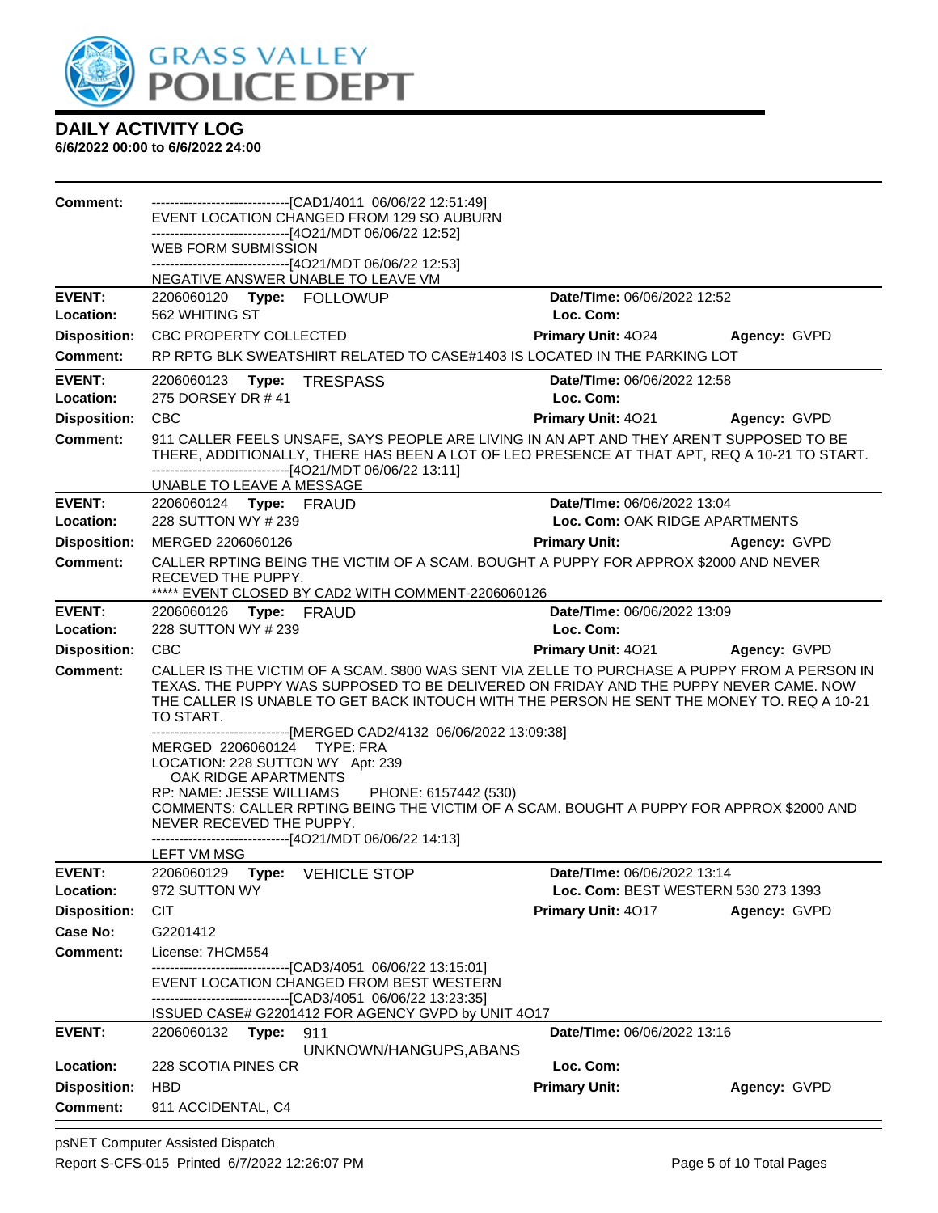# GRASS VALLEY POLICE DEPT

## DAILY ACTIVITY LOG

**6/6/2022 00:00 to 6/6/2022 24:00**

**Comment:** ------------------------------[CAD1/4011 06/06/22 12:51:49]
EVENT LOCATION CHANGED FROM 129 SO AUBURN
------------------------------[4O21/MDT 06/06/22 12:52]
WEB FORM SUBMISSION
------------------------------[4O21/MDT 06/06/22 12:53]
NEGATIVE ANSWER UNABLE TO LEAVE VM

---

**EVENT:** 2206060120 **Type:** FOLLOWUP **Date/TIme:** 06/06/2022 12:52
**Location:** 562 WHITING ST **Loc. Com:**
**Disposition:** CBC PROPERTY COLLECTED **Primary Unit:** 4O24 **Agency:** GVPD
**Comment:** RP RPTG BLK SWEATSHIRT RELATED TO CASE#1403 IS LOCATED IN THE PARKING LOT

---

**EVENT:** 2206060123 **Type:** TRESPASS **Date/TIme:** 06/06/2022 12:58
**Location:** 275 DORSEY DR # 41 **Loc. Com:**
**Disposition:** CBC **Primary Unit:** 4O21 **Agency:** GVPD
**Comment:** 911 CALLER FEELS UNSAFE, SAYS PEOPLE ARE LIVING IN AN APT AND THEY AREN'T SUPPOSED TO BE THERE, ADDITIONALLY, THERE HAS BEEN A LOT OF LEO PRESENCE AT THAT APT, REQ A 10-21 TO START.
------------------------------[4O21/MDT 06/06/22 13:11]
UNABLE TO LEAVE A MESSAGE

---

**EVENT:** 2206060124 **Type:** FRAUD **Date/TIme:** 06/06/2022 13:04
**Location:** 228 SUTTON WY # 239 **Loc. Com:** OAK RIDGE APARTMENTS
**Disposition:** MERGED 2206060126 **Primary Unit:** **Agency:** GVPD
**Comment:** CALLER RPTING BEING THE VICTIM OF A SCAM. BOUGHT A PUPPY FOR APPROX $2000 AND NEVER RECEVED THE PUPPY.
***** EVENT CLOSED BY CAD2 WITH COMMENT-2206060126

---

**EVENT:** 2206060126 **Type:** FRAUD **Date/TIme:** 06/06/2022 13:09
**Location:** 228 SUTTON WY # 239 **Loc. Com:**
**Disposition:** CBC **Primary Unit:** 4O21 **Agency:** GVPD
**Comment:** CALLER IS THE VICTIM OF A SCAM. $800 WAS SENT VIA ZELLE TO PURCHASE A PUPPY FROM A PERSON IN TEXAS. THE PUPPY WAS SUPPOSED TO BE DELIVERED ON FRIDAY AND THE PUPPY NEVER CAME. NOW THE CALLER IS UNABLE TO GET BACK INTOUCH WITH THE PERSON HE SENT THE MONEY TO. REQ A 10-21 TO START.
------------------------------[MERGED CAD2/4132 06/06/2022 13:09:38]
MERGED 2206060124 TYPE: FRA
LOCATION: 228 SUTTON WY Apt: 239
OAK RIDGE APARTMENTS
RP: NAME: JESSE WILLIAMS PHONE: 6157442 (530)
COMMENTS: CALLER RPTING BEING THE VICTIM OF A SCAM. BOUGHT A PUPPY FOR APPROX $2000 AND NEVER RECEVED THE PUPPY.
------------------------------[4O21/MDT 06/06/22 14:13]
LEFT VM MSG

---

**EVENT:** 2206060129 **Type:** VEHICLE STOP **Date/TIme:** 06/06/2022 13:14
**Location:** 972 SUTTON WY **Loc. Com:** BEST WESTERN 530 273 1393
**Disposition:** CIT **Primary Unit:** 4O17 **Agency:** GVPD
**Case No:** G2201412
**Comment:** License: 7HCM554
------------------------------[CAD3/4051 06/06/22 13:15:01]
EVENT LOCATION CHANGED FROM BEST WESTERN
------------------------------[CAD3/4051 06/06/22 13:23:35]
ISSUED CASE# G2201412 FOR AGENCY GVPD by UNIT 4O17

---

**EVENT:** 2206060132 **Type:** 911 UNKNOWN/HANGUPS,ABANS **Date/TIme:** 06/06/2022 13:16
**Location:** 228 SCOTIA PINES CR **Loc. Com:**
**Disposition:** HBD **Primary Unit:** **Agency:** GVPD
**Comment:** 911 ACCIDENTAL, C4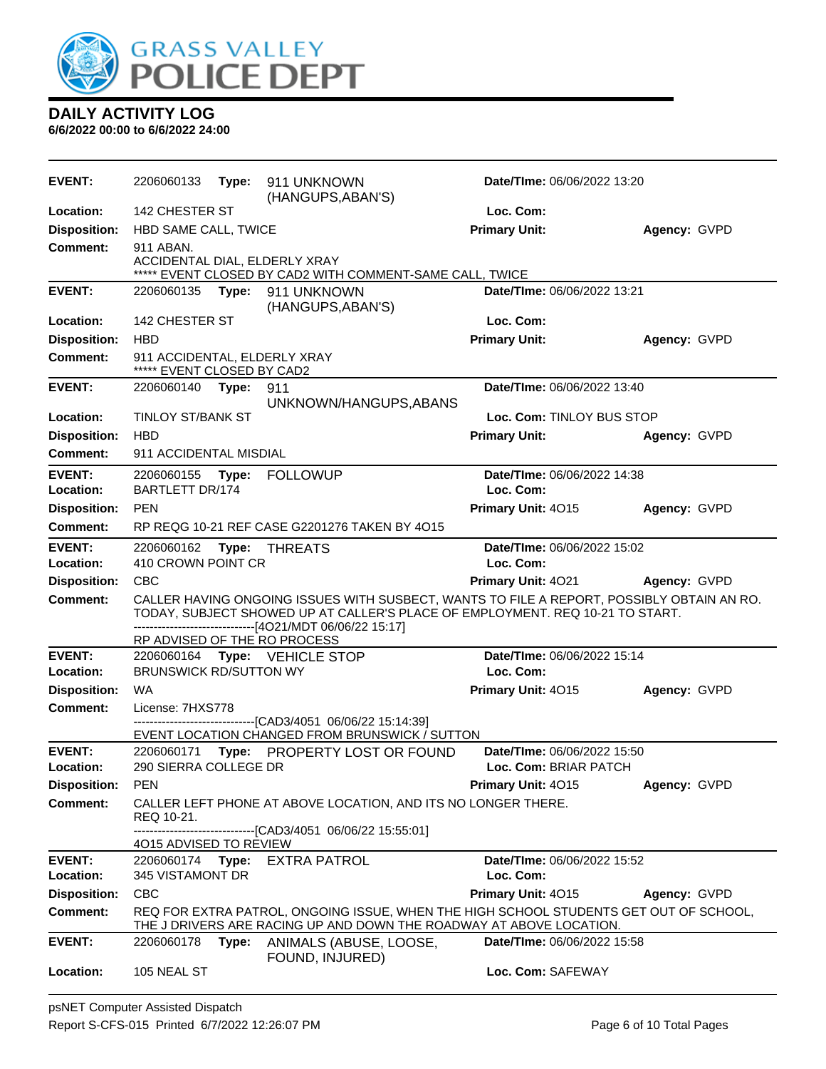## DAILY ACTIVITY LOG
**6/6/2022 00:00 to 6/6/2022 24:00**

| | | | | |
|---|---|---|---|---|
| **EVENT:** | 2206060133 **Type:** 911 UNKNOWN (HANGUPS,ABAN'S) | **Date/TIme:** 06/06/2022 13:20 | | |
| **Location:** | 142 CHESTER ST | **Loc. Com:** | | |
| **Disposition:** | HBD SAME CALL, TWICE | **Primary Unit:** | **Agency:** GVPD | |
| **Comment:** | 911 ABAN.<br>ACCIDENTAL DIAL, ELDERLY XRAY<br>***** EVENT CLOSED BY CAD2 WITH COMMENT-SAME CALL, TWICE | | | |

| | | | | |
|---|---|---|---|---|
| **EVENT:** | 2206060135 **Type:** 911 UNKNOWN (HANGUPS,ABAN'S) | **Date/TIme:** 06/06/2022 13:21 | | |
| **Location:** | 142 CHESTER ST | **Loc. Com:** | | |
| **Disposition:** | HBD | **Primary Unit:** | **Agency:** GVPD | |
| **Comment:** | 911 ACCIDENTAL, ELDERLY XRAY<br>***** EVENT CLOSED BY CAD2 | | | |

| | | | | |
|---|---|---|---|---|
| **EVENT:** | 2206060140 **Type:** 911 UNKNOWN/HANGUPS,ABANS | **Date/TIme:** 06/06/2022 13:40 | | |
| **Location:** | TINLOY ST/BANK ST | **Loc. Com:** TINLOY BUS STOP | | |
| **Disposition:** | HBD | **Primary Unit:** | **Agency:** GVPD | |
| **Comment:** | 911 ACCIDENTAL MISDIAL | | | |

| | | | | |
|---|---|---|---|---|
| **EVENT:** | 2206060155 **Type:** FOLLOWUP | **Date/TIme:** 06/06/2022 14:38 | | |
| **Location:** | BARTLETT DR/174 | **Loc. Com:** | | |
| **Disposition:** | PEN | **Primary Unit:** 4O15 | **Agency:** GVPD | |
| **Comment:** | RP REQG 10-21 REF CASE G2201276 TAKEN BY 4O15 | | | |

| | | | | |
|---|---|---|---|---|
| **EVENT:** | 2206060162 **Type:** THREATS | **Date/TIme:** 06/06/2022 15:02 | | |
| **Location:** | 410 CROWN POINT CR | **Loc. Com:** | | |
| **Disposition:** | CBC | **Primary Unit:** 4O21 | **Agency:** GVPD | |
| **Comment:** | CALLER HAVING ONGOING ISSUES WITH SUSBECT, WANTS TO FILE A REPORT, POSSIBLY OBTAIN AN RO. TODAY, SUBJECT SHOWED UP AT CALLER'S PLACE OF EMPLOYMENT. REQ 10-21 TO START.<br>------------------------------[4O21/MDT 06/06/22 15:17]<br>RP ADVISED OF THE RO PROCESS | | | |

| | | | | |
|---|---|---|---|---|
| **EVENT:** | 2206060164 **Type:** VEHICLE STOP | **Date/TIme:** 06/06/2022 15:14 | | |
| **Location:** | BRUNSWICK RD/SUTTON WY | **Loc. Com:** | | |
| **Disposition:** | WA | **Primary Unit:** 4O15 | **Agency:** GVPD | |
| **Comment:** | License: 7HXS778<br>------------------------------[CAD3/4051 06/06/22 15:14:39]<br>EVENT LOCATION CHANGED FROM BRUNSWICK / SUTTON | | | |

| | | | | |
|---|---|---|---|---|
| **EVENT:** | 2206060171 **Type:** PROPERTY LOST OR FOUND | **Date/TIme:** 06/06/2022 15:50 | | |
| **Location:** | 290 SIERRA COLLEGE DR | **Loc. Com:** BRIAR PATCH | | |
| **Disposition:** | PEN | **Primary Unit:** 4O15 | **Agency:** GVPD | |
| **Comment:** | CALLER LEFT PHONE AT ABOVE LOCATION, AND ITS NO LONGER THERE.<br>REQ 10-21.<br>------------------------------[CAD3/4051 06/06/22 15:55:01]<br>4O15 ADVISED TO REVIEW | | | |

| | | | | |
|---|---|---|---|---|
| **EVENT:** | 2206060174 **Type:** EXTRA PATROL | **Date/TIme:** 06/06/2022 15:52 | | |
| **Location:** | 345 VISTAMONT DR | **Loc. Com:** | | |
| **Disposition:** | CBC | **Primary Unit:** 4O15 | **Agency:** GVPD | |
| **Comment:** | REQ FOR EXTRA PATROL, ONGOING ISSUE, WHEN THE HIGH SCHOOL STUDENTS GET OUT OF SCHOOL, THE J DRIVERS ARE RACING UP AND DOWN THE ROADWAY AT ABOVE LOCATION. | | | |

| | | | | |
|---|---|---|---|---|
| **EVENT:** | 2206060178 **Type:** ANIMALS (ABUSE, LOOSE, FOUND, INJURED) | **Date/TIme:** 06/06/2022 15:58 | | |
| **Location:** | 105 NEAL ST | **Loc. Com:** SAFEWAY | | |

psNET Computer Assisted Dispatch
Report S-CFS-015 Printed 6/7/2022 12:26:07 PM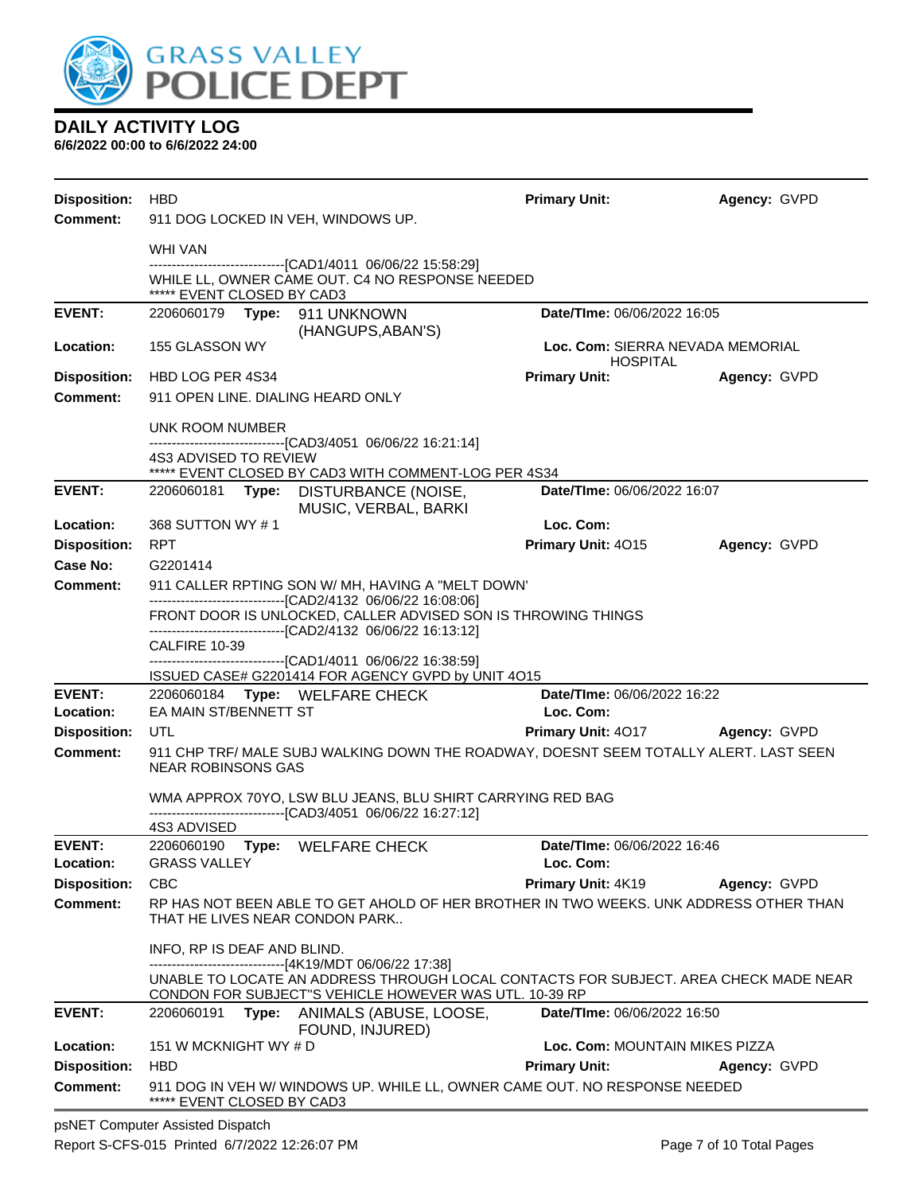# DAILY ACTIVITY LOG

**6/6/2022 00:00 to 6/6/2022 24:00**

**Disposition:** HBD **Primary Unit:** **Agency:** GVPD

**Comment:** 911 DOG LOCKED IN VEH, WINDOWS UP.

WHI VAN

------------------------------[CAD1/4011 06/06/22 15:58:29]

WHILE LL, OWNER CAME OUT. C4 NO RESPONSE NEEDED

***** EVENT CLOSED BY CAD3

---

**EVENT:** 2206060179 **Type:** 911 UNKNOWN (HANGUPS,ABAN'S) **Date/TIme:** 06/06/2022 16:05

**Location:** 155 GLASSON WY **Loc. Com:** SIERRA NEVADA MEMORIAL HOSPITAL

**Disposition:** HBD LOG PER 4S34 **Primary Unit:** **Agency:** GVPD

**Comment:** 911 OPEN LINE. DIALING HEARD ONLY

UNK ROOM NUMBER

------------------------------[CAD3/4051 06/06/22 16:21:14]

4S3 ADVISED TO REVIEW

***** EVENT CLOSED BY CAD3 WITH COMMENT-LOG PER 4S34

---

**EVENT:** 2206060181 **Type:** DISTURBANCE (NOISE, MUSIC, VERBAL, BARKI **Date/TIme:** 06/06/2022 16:07

**Location:** 368 SUTTON WY # 1 **Loc. Com:**

**Disposition:** RPT **Primary Unit:** 4O15 **Agency:** GVPD

**Case No:** G2201414

**Comment:** 911 CALLER RPTING SON W/ MH, HAVING A "MELT DOWN'

------------------------------[CAD2/4132 06/06/22 16:08:06]

FRONT DOOR IS UNLOCKED, CALLER ADVISED SON IS THROWING THINGS

------------------------------[CAD2/4132 06/06/22 16:13:12]

CALFIRE 10-39

------------------------------[CAD1/4011 06/06/22 16:38:59]

ISSUED CASE# G2201414 FOR AGENCY GVPD by UNIT 4O15

---

**EVENT:** 2206060184 **Type:** WELFARE CHECK **Date/TIme:** 06/06/2022 16:22

**Location:** EA MAIN ST/BENNETT ST **Loc. Com:**

**Disposition:** UTL **Primary Unit:** 4O17 **Agency:** GVPD

**Comment:** 911 CHP TRF/ MALE SUBJ WALKING DOWN THE ROADWAY, DOESNT SEEM TOTALLY ALERT. LAST SEEN NEAR ROBINSONS GAS

WMA APPROX 70YO, LSW BLU JEANS, BLU SHIRT CARRYING RED BAG

------------------------------[CAD3/4051 06/06/22 16:27:12]

4S3 ADVISED

---

**EVENT:** 2206060190 **Type:** WELFARE CHECK **Date/TIme:** 06/06/2022 16:46

**Location:** GRASS VALLEY **Loc. Com:**

**Disposition:** CBC **Primary Unit:** 4K19 **Agency:** GVPD

**Comment:** RP HAS NOT BEEN ABLE TO GET AHOLD OF HER BROTHER IN TWO WEEKS. UNK ADDRESS OTHER THAN THAT HE LIVES NEAR CONDON PARK..

INFO, RP IS DEAF AND BLIND.

------------------------------[4K19/MDT 06/06/22 17:38]

UNABLE TO LOCATE AN ADDRESS THROUGH LOCAL CONTACTS FOR SUBJECT. AREA CHECK MADE NEAR CONDON FOR SUBJECT"S VEHICLE HOWEVER WAS UTL. 10-39 RP

---

**EVENT:** 2206060191 **Type:** ANIMALS (ABUSE, LOOSE, FOUND, INJURED) **Date/TIme:** 06/06/2022 16:50

**Location:** 151 W MCKNIGHT WY # D **Loc. Com:** MOUNTAIN MIKES PIZZA

**Disposition:** HBD **Primary Unit:** **Agency:** GVPD

**Comment:** 911 DOG IN VEH W/ WINDOWS UP. WHILE LL, OWNER CAME OUT. NO RESPONSE NEEDED

***** EVENT CLOSED BY CAD3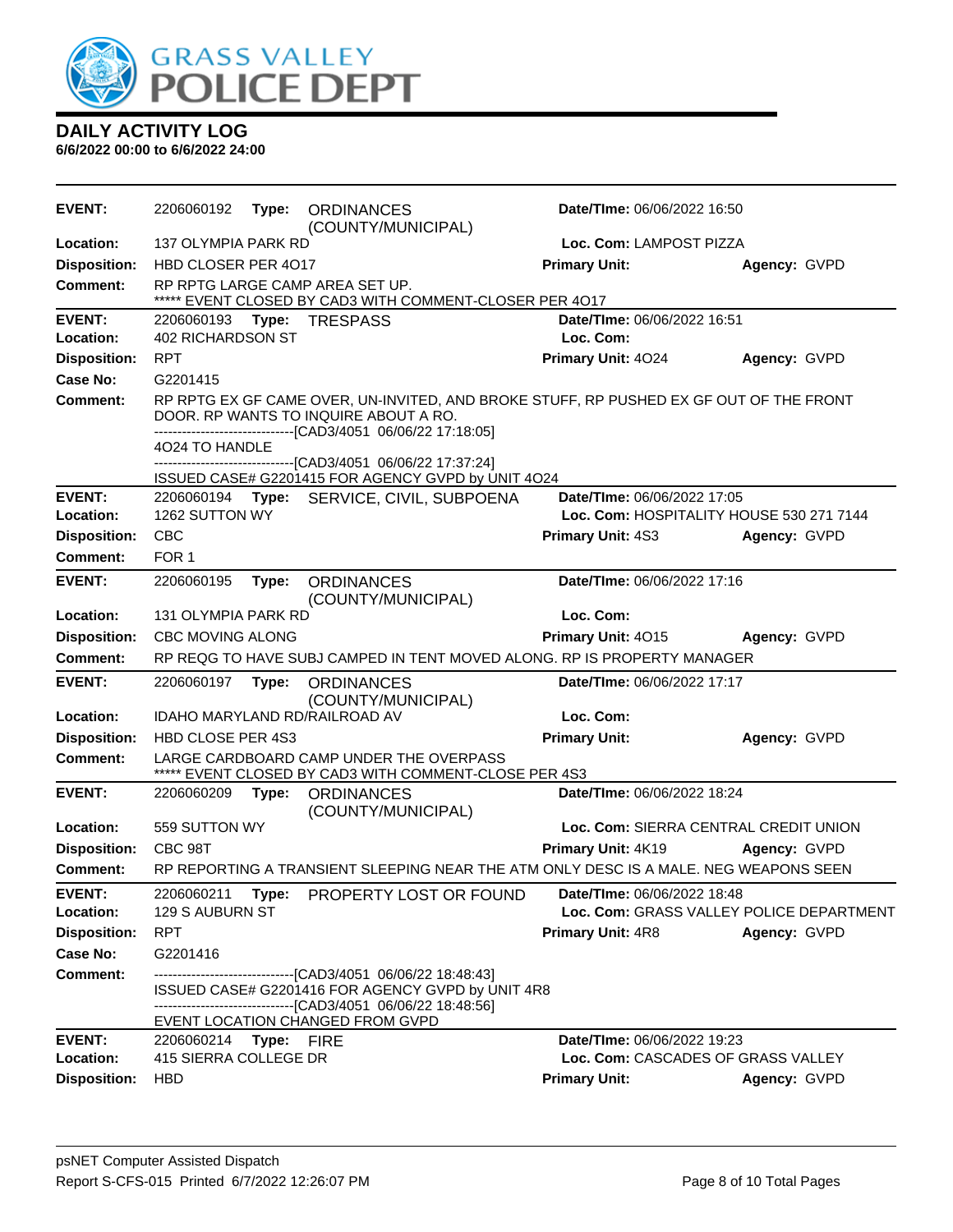**GRASS VALLEY POLICE DEPT**

## DAILY ACTIVITY LOG

**6/6/2022 00:00 to 6/6/2022 24:00**

| | | | |
|---|---|---|---|
| **EVENT:** | 2206060192 **Type:** ORDINANCES (COUNTY/MUNICIPAL) | **Date/TIme:** 06/06/2022 16:50 | |
| **Location:** | 137 OLYMPIA PARK RD | **Loc. Com:** LAMPOST PIZZA | |
| **Disposition:** | HBD CLOSER PER 4O17 | **Primary Unit:** | **Agency:** GVPD |
| **Comment:** | RP RPTG LARGE CAMP AREA SET UP.<br>***** EVENT CLOSED BY CAD3 WITH COMMENT-CLOSER PER 4O17 | | |

| | | | |
|---|---|---|---|
| **EVENT:** | 2206060193 **Type:** TRESPASS | **Date/TIme:** 06/06/2022 16:51 | |
| **Location:** | 402 RICHARDSON ST | **Loc. Com:** | |
| **Disposition:** | RPT | **Primary Unit:** 4O24 | **Agency:** GVPD |
| **Case No:** | G2201415 | | |
| **Comment:** | RP RPTG EX GF CAME OVER, UN-INVITED, AND BROKE STUFF, RP PUSHED EX GF OUT OF THE FRONT DOOR. RP WANTS TO INQUIRE ABOUT A RO.<br>------------------------------[CAD3/4051 06/06/22 17:18:05]<br>4O24 TO HANDLE<br>------------------------------[CAD3/4051 06/06/22 17:37:24]<br>ISSUED CASE# G2201415 FOR AGENCY GVPD by UNIT 4O24 | | |

| | | | |
|---|---|---|---|
| **EVENT:** | 2206060194 **Type:** SERVICE, CIVIL, SUBPOENA | **Date/TIme:** 06/06/2022 17:05 | |
| **Location:** | 1262 SUTTON WY | **Loc. Com:** HOSPITALITY HOUSE 530 271 7144 | |
| **Disposition:** | CBC | **Primary Unit:** 4S3 | **Agency:** GVPD |
| **Comment:** | FOR 1 | | |

| | | | |
|---|---|---|---|
| **EVENT:** | 2206060195 **Type:** ORDINANCES (COUNTY/MUNICIPAL) | **Date/TIme:** 06/06/2022 17:16 | |
| **Location:** | 131 OLYMPIA PARK RD | **Loc. Com:** | |
| **Disposition:** | CBC MOVING ALONG | **Primary Unit:** 4O15 | **Agency:** GVPD |
| **Comment:** | RP REQG TO HAVE SUBJ CAMPED IN TENT MOVED ALONG. RP IS PROPERTY MANAGER | | |

| | | | |
|---|---|---|---|
| **EVENT:** | 2206060197 **Type:** ORDINANCES (COUNTY/MUNICIPAL) | **Date/TIme:** 06/06/2022 17:17 | |
| **Location:** | IDAHO MARYLAND RD/RAILROAD AV | **Loc. Com:** | |
| **Disposition:** | HBD CLOSE PER 4S3 | **Primary Unit:** | **Agency:** GVPD |
| **Comment:** | LARGE CARDBOARD CAMP UNDER THE OVERPASS<br>***** EVENT CLOSED BY CAD3 WITH COMMENT-CLOSE PER 4S3 | | |

| | | | |
|---|---|---|---|
| **EVENT:** | 2206060209 **Type:** ORDINANCES (COUNTY/MUNICIPAL) | **Date/TIme:** 06/06/2022 18:24 | |
| **Location:** | 559 SUTTON WY | **Loc. Com:** SIERRA CENTRAL CREDIT UNION | |
| **Disposition:** | CBC 98T | **Primary Unit:** 4K19 | **Agency:** GVPD |
| **Comment:** | RP REPORTING A TRANSIENT SLEEPING NEAR THE ATM ONLY DESC IS A MALE. NEG WEAPONS SEEN | | |

| | | | |
|---|---|---|---|
| **EVENT:** | 2206060211 **Type:** PROPERTY LOST OR FOUND | **Date/TIme:** 06/06/2022 18:48 | |
| **Location:** | 129 S AUBURN ST | **Loc. Com:** GRASS VALLEY POLICE DEPARTMENT | |
| **Disposition:** | RPT | **Primary Unit:** 4R8 | **Agency:** GVPD |
| **Case No:** | G2201416 | | |
| **Comment:** | ------------------------------[CAD3/4051 06/06/22 18:48:43]<br>ISSUED CASE# G2201416 FOR AGENCY GVPD by UNIT 4R8<br>------------------------------[CAD3/4051 06/06/22 18:48:56]<br>EVENT LOCATION CHANGED FROM GVPD | | |

| | | | |
|---|---|---|---|
| **EVENT:** | 2206060214 **Type:** FIRE | **Date/TIme:** 06/06/2022 19:23 | |
| **Location:** | 415 SIERRA COLLEGE DR | **Loc. Com:** CASCADES OF GRASS VALLEY | |
| **Disposition:** | HBD | **Primary Unit:** | **Agency:** GVPD |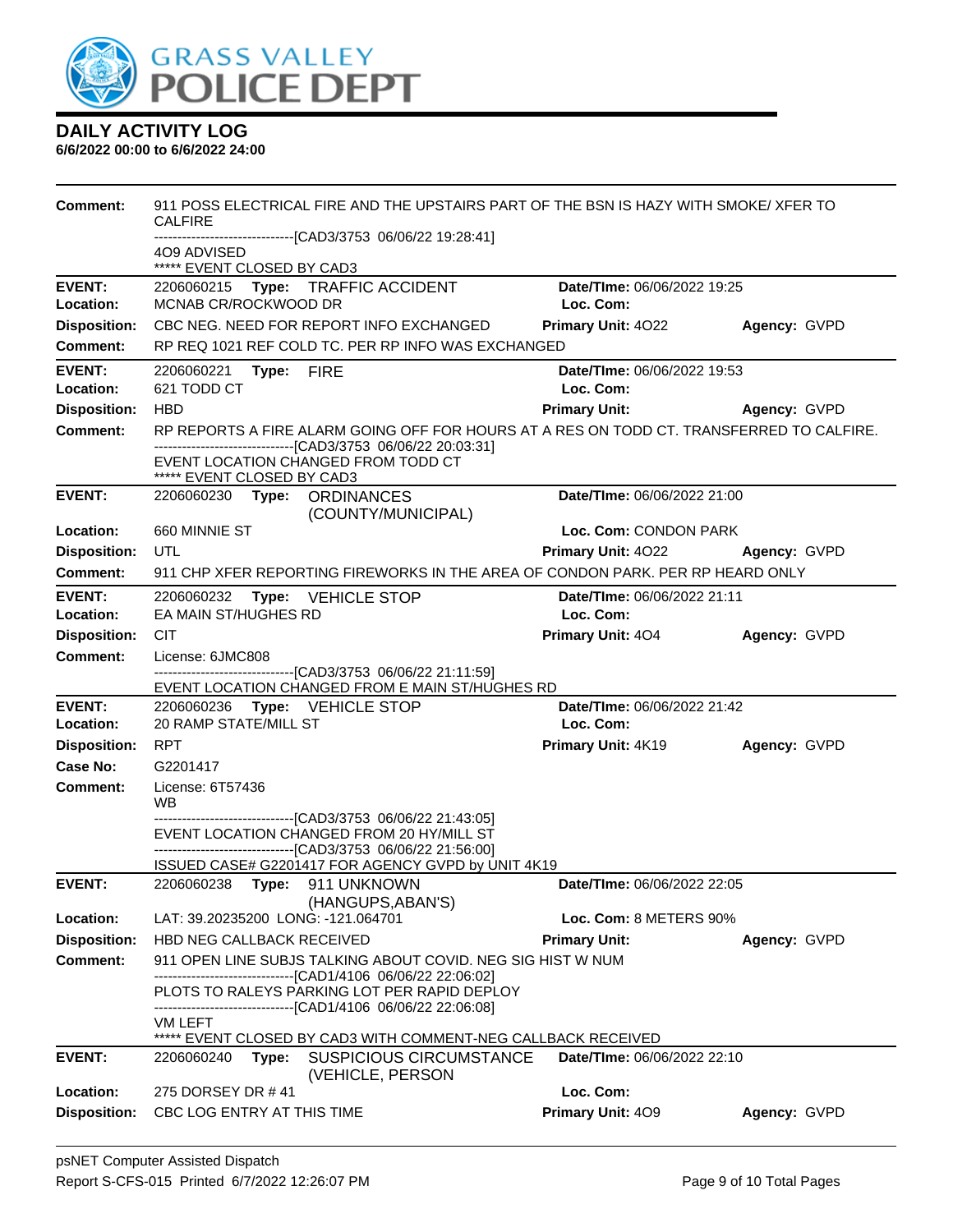# DAILY ACTIVITY LOG

**6/6/2022 00:00 to 6/6/2022 24:00**

**Comment:** 911 POSS ELECTRICAL FIRE AND THE UPSTAIRS PART OF THE BSN IS HAZY WITH SMOKE/ XFER TO CALFIRE
------------------------------[CAD3/3753 06/06/22 19:28:41]
4O9 ADVISED
***** EVENT CLOSED BY CAD3

---

**EVENT:** 2206060215 **Type:** TRAFFIC ACCIDENT **Date/TIme:** 06/06/2022 19:25
**Location:** MCNAB CR/ROCKWOOD DR **Loc. Com:**
**Disposition:** CBC NEG. NEED FOR REPORT INFO EXCHANGED **Primary Unit:** 4O22 **Agency:** GVPD
**Comment:** RP REQ 1021 REF COLD TC. PER RP INFO WAS EXCHANGED

---

**EVENT:** 2206060221 **Type:** FIRE **Date/TIme:** 06/06/2022 19:53
**Location:** 621 TODD CT **Loc. Com:**
**Disposition:** HBD **Primary Unit:** **Agency:** GVPD
**Comment:** RP REPORTS A FIRE ALARM GOING OFF FOR HOURS AT A RES ON TODD CT. TRANSFERRED TO CALFIRE.
------------------------------[CAD3/3753 06/06/22 20:03:31]
EVENT LOCATION CHANGED FROM TODD CT
***** EVENT CLOSED BY CAD3

---

**EVENT:** 2206060230 **Type:** ORDINANCES (COUNTY/MUNICIPAL) **Date/TIme:** 06/06/2022 21:00
**Location:** 660 MINNIE ST **Loc. Com:** CONDON PARK
**Disposition:** UTL **Primary Unit:** 4O22 **Agency:** GVPD
**Comment:** 911 CHP XFER REPORTING FIREWORKS IN THE AREA OF CONDON PARK. PER RP HEARD ONLY

---

**EVENT:** 2206060232 **Type:** VEHICLE STOP **Date/TIme:** 06/06/2022 21:11
**Location:** EA MAIN ST/HUGHES RD **Loc. Com:**
**Disposition:** CIT **Primary Unit:** 4O4 **Agency:** GVPD
**Comment:** License: 6JMC808
------------------------------[CAD3/3753 06/06/22 21:11:59]
EVENT LOCATION CHANGED FROM E MAIN ST/HUGHES RD

---

**EVENT:** 2206060236 **Type:** VEHICLE STOP **Date/TIme:** 06/06/2022 21:42
**Location:** 20 RAMP STATE/MILL ST **Loc. Com:**
**Disposition:** RPT **Primary Unit:** 4K19 **Agency:** GVPD
**Case No:** G2201417
**Comment:** License: 6T57436
WB
------------------------------[CAD3/3753 06/06/22 21:43:05]
EVENT LOCATION CHANGED FROM 20 HY/MILL ST
------------------------------[CAD3/3753 06/06/22 21:56:00]
ISSUED CASE# G2201417 FOR AGENCY GVPD by UNIT 4K19

---

**EVENT:** 2206060238 **Type:** 911 UNKNOWN (HANGUPS,ABAN'S) **Date/TIme:** 06/06/2022 22:05
**Location:** LAT: 39.20235200 LONG: -121.064701 **Loc. Com:** 8 METERS 90%
**Disposition:** HBD NEG CALLBACK RECEIVED **Primary Unit:** **Agency:** GVPD
**Comment:** 911 OPEN LINE SUBJS TALKING ABOUT COVID. NEG SIG HIST W NUM
------------------------------[CAD1/4106 06/06/22 22:06:02]
PLOTS TO RALEYS PARKING LOT PER RAPID DEPLOY
------------------------------[CAD1/4106 06/06/22 22:06:08]
VM LEFT
***** EVENT CLOSED BY CAD3 WITH COMMENT-NEG CALLBACK RECEIVED

---

**EVENT:** 2206060240 **Type:** SUSPICIOUS CIRCUMSTANCE (VEHICLE, PERSON **Date/TIme:** 06/06/2022 22:10
**Location:** 275 DORSEY DR # 41 **Loc. Com:**
**Disposition:** CBC LOG ENTRY AT THIS TIME **Primary Unit:** 4O9 **Agency:** GVPD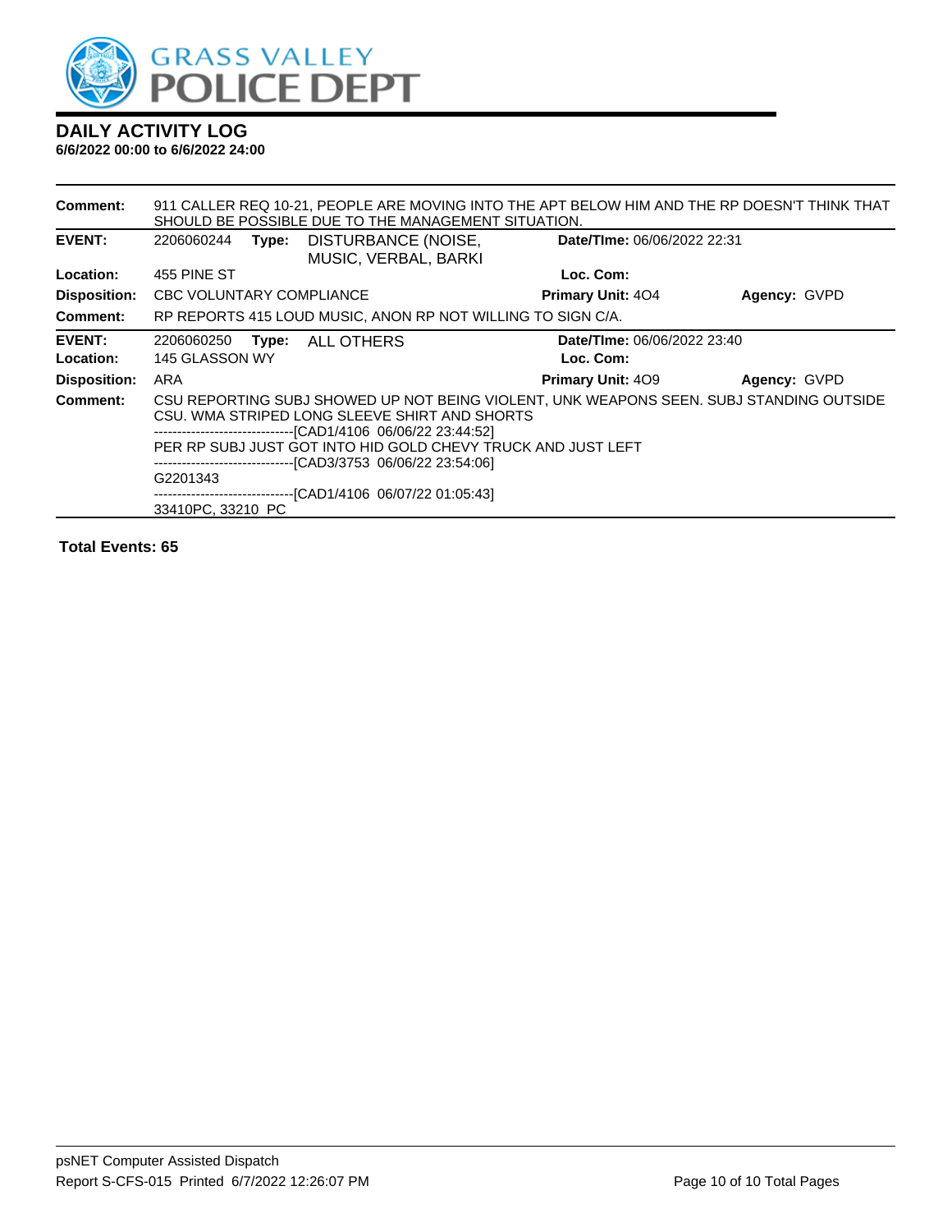## DAILY ACTIVITY LOG

**6/6/2022 00:00 to 6/6/2022 24:00**

| | | | |
|---|---|---|---|
| **Comment:** | 911 CALLER REQ 10-21, PEOPLE ARE MOVING INTO THE APT BELOW HIM AND THE RP DOESN'T THINK THAT SHOULD BE POSSIBLE DUE TO THE MANAGEMENT SITUATION. | | |
| **EVENT:** | 2206060244 **Type:** DISTURBANCE (NOISE, MUSIC, VERBAL, BARKI | **Date/TIme:** 06/06/2022 22:31 | |
| **Location:** | 455 PINE ST | **Loc. Com:** | |
| **Disposition:** | CBC VOLUNTARY COMPLIANCE | **Primary Unit:** 4O4 | **Agency:** GVPD |
| **Comment:** | RP REPORTS 415 LOUD MUSIC, ANON RP NOT WILLING TO SIGN C/A. | | |
| **EVENT:** | 2206060250 **Type:** ALL OTHERS | **Date/TIme:** 06/06/2022 23:40 | |
| **Location:** | 145 GLASSON WY | **Loc. Com:** | |
| **Disposition:** | ARA | **Primary Unit:** 4O9 | **Agency:** GVPD |
| **Comment:** | CSU REPORTING SUBJ SHOWED UP NOT BEING VIOLENT, UNK WEAPONS SEEN. SUBJ STANDING OUTSIDE CSU. WMA STRIPED LONG SLEEVE SHIRT AND SHORTS<br>------------------------------[CAD1/4106 06/06/22 23:44:52]<br>PER RP SUBJ JUST GOT INTO HID GOLD CHEVY TRUCK AND JUST LEFT<br>------------------------------[CAD3/3753 06/06/22 23:54:06]<br>G2201343<br>------------------------------[CAD1/4106 06/07/22 01:05:43]<br>33410PC, 33210 PC | | |

**Total Events: 65**

psNET Computer Assisted Dispatch

Report S-CFS-015 Printed 6/7/2022 12:26:07 PM